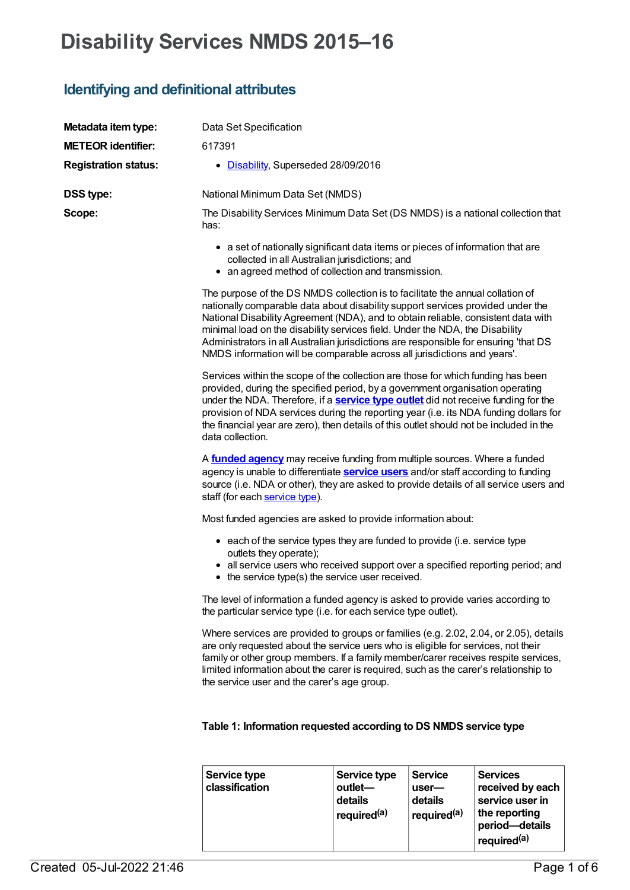# Disability Services NMDS 2015–16

## Identifying and definitional attributes

**Metadata item type:** Data Set Specification

**METEOR identifier:** 617391

**Registration status:**

- Disability, Superseded 28/09/2016

**DSS type:** National Minimum Data Set (NMDS)

**Scope:**

The Disability Services Minimum Data Set (DS NMDS) is a national collection that has:

- a set of nationally significant data items or pieces of information that are collected in all Australian jurisdictions; and
- an agreed method of collection and transmission.

The purpose of the DS NMDS collection is to facilitate the annual collation of nationally comparable data about disability support services provided under the National Disability Agreement (NDA), and to obtain reliable, consistent data with minimal load on the disability services field. Under the NDA, the Disability Administrators in all Australian jurisdictions are responsible for ensuring 'that DS NMDS information will be comparable across all jurisdictions and years'.

Services within the scope of the collection are those for which funding has been provided, during the specified period, by a government organisation operating under the NDA. Therefore, if a **service type outlet** did not receive funding for the provision of NDA services during the reporting year (i.e. its NDA funding dollars for the financial year are zero), then details of this outlet should not be included in the data collection.

A **funded agency** may receive funding from multiple sources. Where a funded agency is unable to differentiate **service users** and/or staff according to funding source (i.e. NDA or other), they are asked to provide details of all service users and staff (for each service type).

Most funded agencies are asked to provide information about:

- each of the service types they are funded to provide (i.e. service type outlets they operate);
- all service users who received support over a specified reporting period; and
- the service type(s) the service user received.

The level of information a funded agency is asked to provide varies according to the particular service type (i.e. for each service type outlet).

Where services are provided to groups or families (e.g. 2.02, 2.04, or 2.05), details are only requested about the service uers who is eligible for services, not their family or other group members. If a family member/carer receives respite services, limited information about the carer is required, such as the carer's relationship to the service user and the carer's age group.

**Table 1: Information requested according to DS NMDS service type**

| Service type classification | Service type outlet—details required[(a)] | Service user—details required[(a)] | Services received by each service user in the reporting period—details required[(a)] |
|---|---|---|---|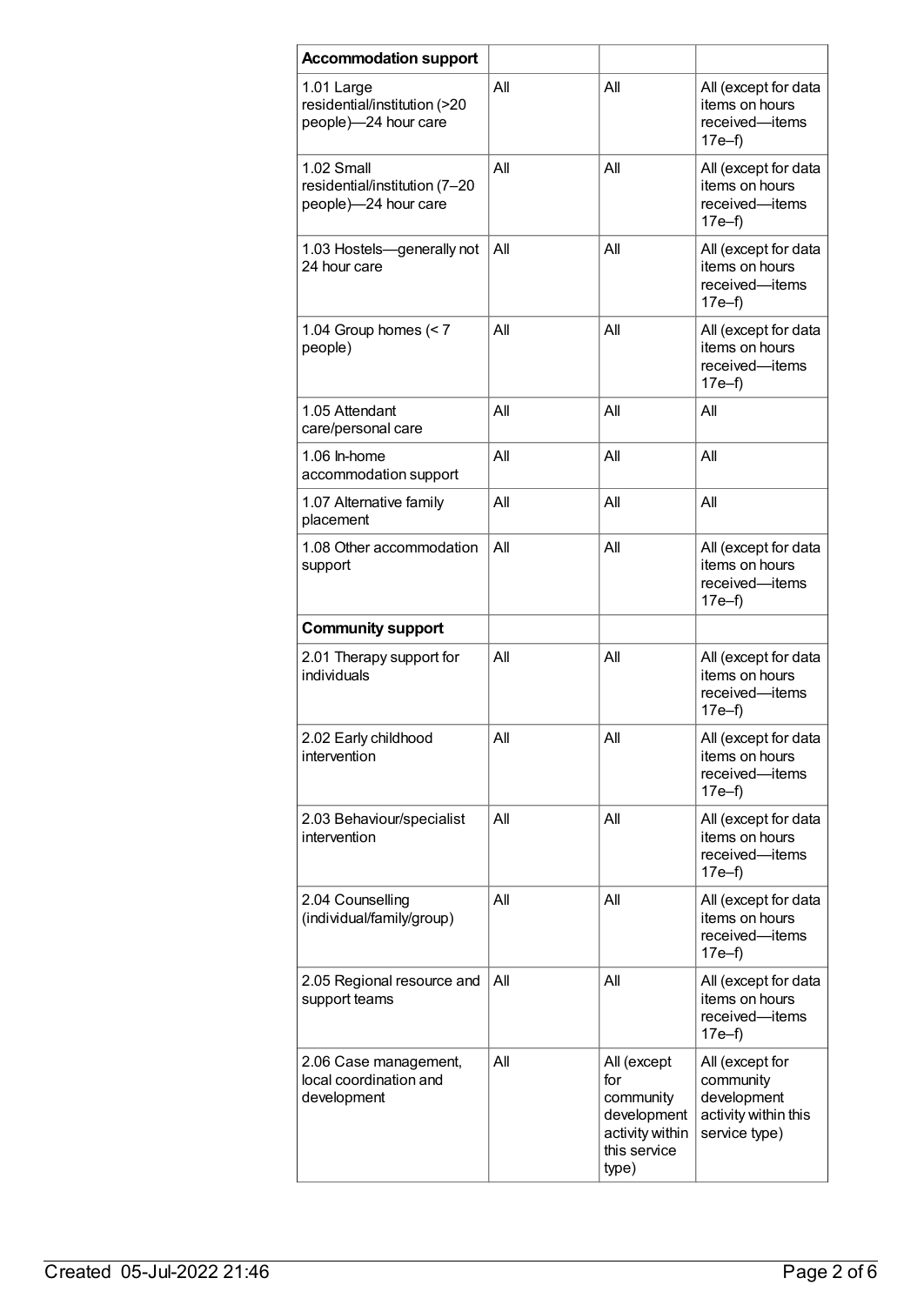| | | | |
|---|---|---|---|
| **Accommodation support** | | | |
| 1.01 Large residential/institution (>20 people)—24 hour care | All | All | All (except for data items on hours received—items 17e–f) |
| 1.02 Small residential/institution (7–20 people)—24 hour care | All | All | All (except for data items on hours received—items 17e–f) |
| 1.03 Hostels—generally not 24 hour care | All | All | All (except for data items on hours received—items 17e–f) |
| 1.04 Group homes (< 7 people) | All | All | All (except for data items on hours received—items 17e–f) |
| 1.05 Attendant care/personal care | All | All | All |
| 1.06 In-home accommodation support | All | All | All |
| 1.07 Alternative family placement | All | All | All |
| 1.08 Other accommodation support | All | All | All (except for data items on hours received—items 17e–f) |
| **Community support** | | | |
| 2.01 Therapy support for individuals | All | All | All (except for data items on hours received—items 17e–f) |
| 2.02 Early childhood intervention | All | All | All (except for data items on hours received—items 17e–f) |
| 2.03 Behaviour/specialist intervention | All | All | All (except for data items on hours received—items 17e–f) |
| 2.04 Counselling (individual/family/group) | All | All | All (except for data items on hours received—items 17e–f) |
| 2.05 Regional resource and support teams | All | All | All (except for data items on hours received—items 17e–f) |
| 2.06 Case management, local coordination and development | All | All (except for community development activity within this service type) | All (except for community development activity within this service type) |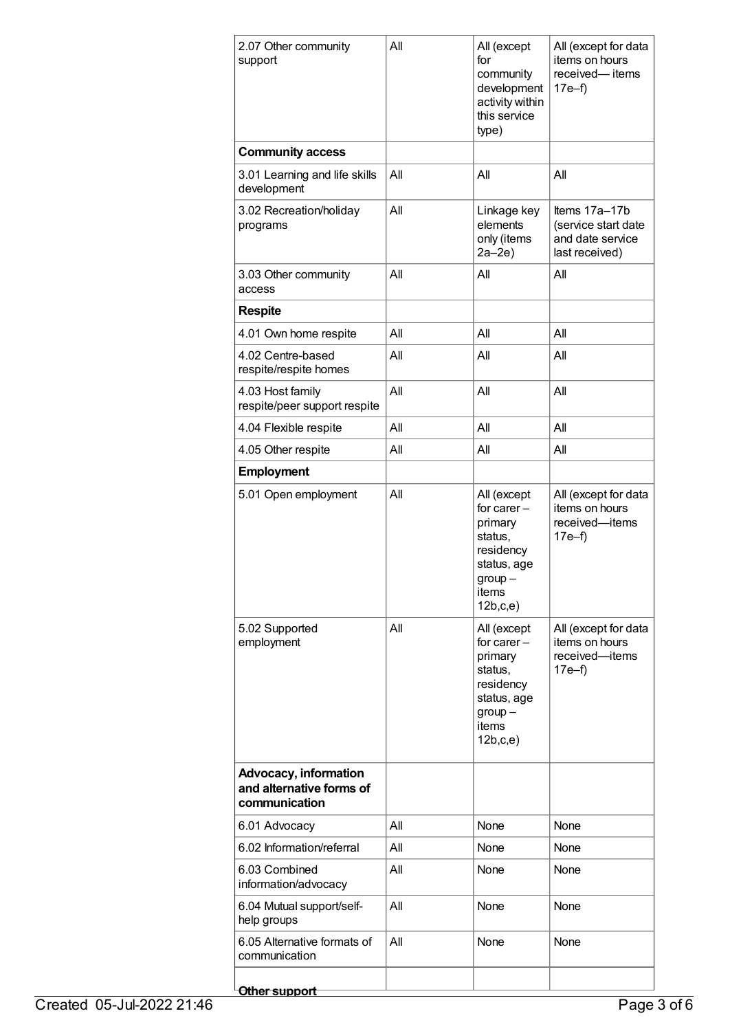| | | | |
|---|---|---|---|
| 2.07 Other community support | All | All (except for community development activity within this service type) | All (except for data items on hours received— items 17e–f) |
| **Community access** | | | |
| 3.01 Learning and life skills development | All | All | All |
| 3.02 Recreation/holiday programs | All | Linkage key elements only (items 2a–2e) | Items 17a–17b (service start date and date service last received) |
| 3.03 Other community access | All | All | All |
| **Respite** | | | |
| 4.01 Own home respite | All | All | All |
| 4.02 Centre-based respite/respite homes | All | All | All |
| 4.03 Host family respite/peer support respite | All | All | All |
| 4.04 Flexible respite | All | All | All |
| 4.05 Other respite | All | All | All |
| **Employment** | | | |
| 5.01 Open employment | All | All (except for carer – primary status, residency status, age group – items 12b,c,e) | All (except for data items on hours received—items 17e–f) |
| 5.02 Supported employment | All | All (except for carer – primary status, residency status, age group – items 12b,c,e) | All (except for data items on hours received—items 17e–f) |
| **Advocacy, information and alternative forms of communication** | | | |
| 6.01 Advocacy | All | None | None |
| 6.02 Information/referral | All | None | None |
| 6.03 Combined information/advocacy | All | None | None |
| 6.04 Mutual support/self-help groups | All | None | None |
| 6.05 Alternative formats of communication | All | None | None |
| **Other support** | | | |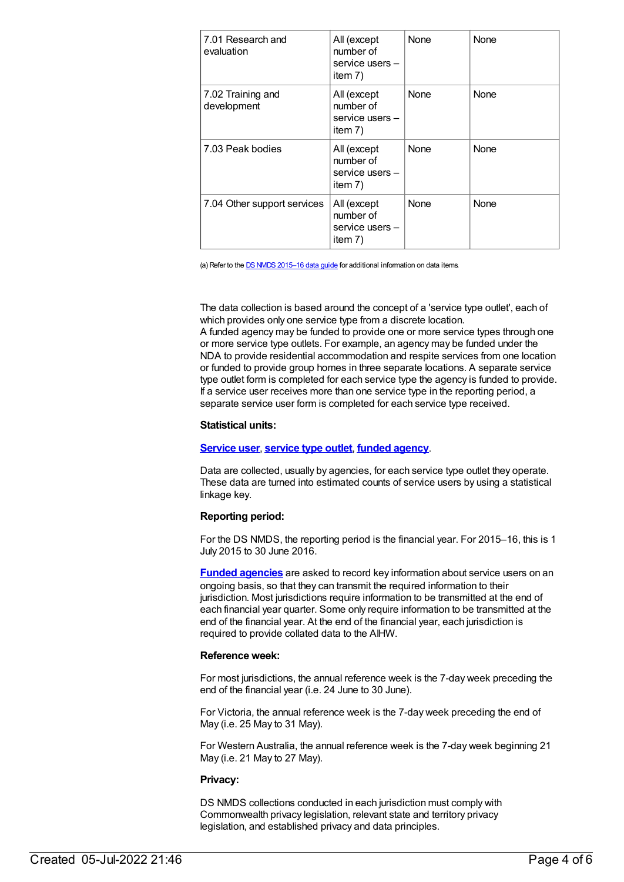| 7.01 Research and evaluation | All (except number of service users – item 7) | None | None |
|---|---|---|---|
| 7.02 Training and development | All (except number of service users – item 7) | None | None |
| 7.03 Peak bodies | All (except number of service users – item 7) | None | None |
| 7.04 Other support services | All (except number of service users – item 7) | None | None |

(a) Refer to the DS NMDS 2015–16 data guide for additional information on data items.

The data collection is based around the concept of a 'service type outlet', each of which provides only one service type from a discrete location.
A funded agency may be funded to provide one or more service types through one or more service type outlets. For example, an agency may be funded under the NDA to provide residential accommodation and respite services from one location or funded to provide group homes in three separate locations. A separate service type outlet form is completed for each service type the agency is funded to provide. If a service user receives more than one service type in the reporting period, a separate service user form is completed for each service type received.

**Statistical units:**

**Service user**, **service type outlet**, **funded agency**.

Data are collected, usually by agencies, for each service type outlet they operate. These data are turned into estimated counts of service users by using a statistical linkage key.

**Reporting period:**

For the DS NMDS, the reporting period is the financial year. For 2015–16, this is 1 July 2015 to 30 June 2016.

**Funded agencies** are asked to record key information about service users on an ongoing basis, so that they can transmit the required information to their jurisdiction. Most jurisdictions require information to be transmitted at the end of each financial year quarter. Some only require information to be transmitted at the end of the financial year. At the end of the financial year, each jurisdiction is required to provide collated data to the AIHW.

**Reference week:**

For most jurisdictions, the annual reference week is the 7-day week preceding the end of the financial year (i.e. 24 June to 30 June).

For Victoria, the annual reference week is the 7-day week preceding the end of May (i.e. 25 May to 31 May).

For Western Australia, the annual reference week is the 7-day week beginning 21 May (i.e. 21 May to 27 May).

**Privacy:**

DS NMDS collections conducted in each jurisdiction must comply with Commonwealth privacy legislation, relevant state and territory privacy legislation, and established privacy and data principles.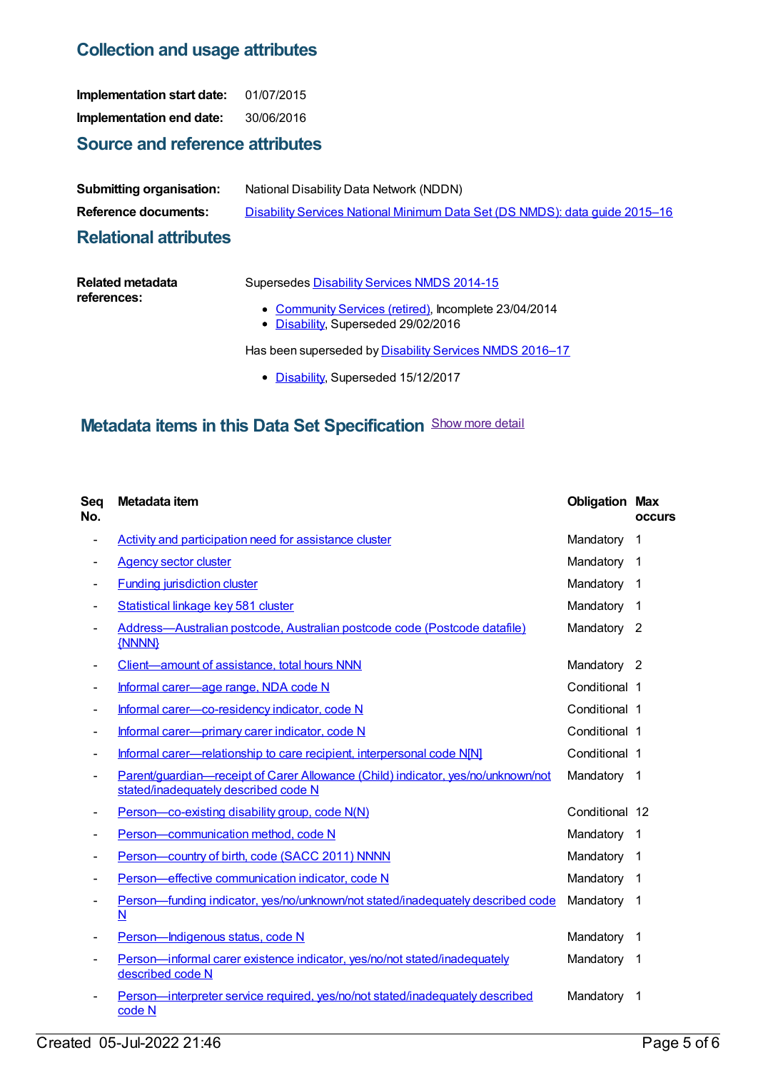## Collection and usage attributes

**Implementation start date:** 01/07/2015

**Implementation end date:** 30/06/2016

## Source and reference attributes

**Submitting organisation:** National Disability Data Network (NDDN)

**Reference documents:** Disability Services National Minimum Data Set (DS NMDS): data guide 2015–16

## Relational attributes

**Related metadata references:**

Supersedes Disability Services NMDS 2014-15

- Community Services (retired), Incomplete 23/04/2014
- Disability, Superseded 29/02/2016

Has been superseded by Disability Services NMDS 2016–17

- Disability, Superseded 15/12/2017

## Metadata items in this Data Set Specification

Show more detail

| Seq No. | Metadata item | Obligation | Max occurs |
|---|---|---|---|
| - | Activity and participation need for assistance cluster | Mandatory | 1 |
| - | Agency sector cluster | Mandatory | 1 |
| - | Funding jurisdiction cluster | Mandatory | 1 |
| - | Statistical linkage key 581 cluster | Mandatory | 1 |
| - | Address—Australian postcode, Australian postcode code (Postcode datafile) {NNNN} | Mandatory | 2 |
| - | Client—amount of assistance, total hours NNN | Mandatory | 2 |
| - | Informal carer—age range, NDA code N | Conditional | 1 |
| - | Informal carer—co-residency indicator, code N | Conditional | 1 |
| - | Informal carer—primary carer indicator, code N | Conditional | 1 |
| - | Informal carer—relationship to care recipient, interpersonal code N[N] | Conditional | 1 |
| - | Parent/guardian—receipt of Carer Allowance (Child) indicator, yes/no/unknown/not stated/inadequately described code N | Mandatory | 1 |
| - | Person—co-existing disability group, code N(N) | Conditional | 12 |
| - | Person—communication method, code N | Mandatory | 1 |
| - | Person—country of birth, code (SACC 2011) NNNN | Mandatory | 1 |
| - | Person—effective communication indicator, code N | Mandatory | 1 |
| - | Person—funding indicator, yes/no/unknown/not stated/inadequately described code N | Mandatory | 1 |
| - | Person—Indigenous status, code N | Mandatory | 1 |
| - | Person—informal carer existence indicator, yes/no/not stated/inadequately described code N | Mandatory | 1 |
| - | Person—interpreter service required, yes/no/not stated/inadequately described code N | Mandatory | 1 |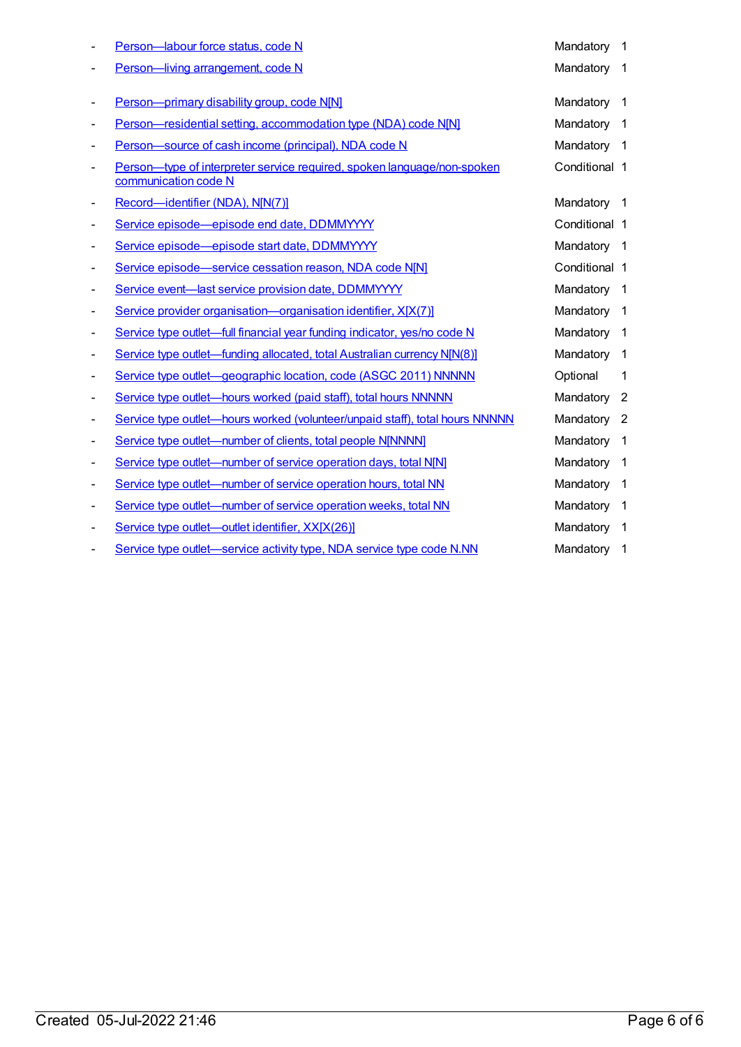| | | |
|---|---|---|
| - Person—labour force status, code N | Mandatory | 1 |
| - Person—living arrangement, code N | Mandatory | 1 |
| - Person—primary disability group, code N[N] | Mandatory | 1 |
| - Person—residential setting, accommodation type (NDA) code N[N] | Mandatory | 1 |
| - Person—source of cash income (principal), NDA code N | Mandatory | 1 |
| - Person—type of interpreter service required, spoken language/non-spoken communication code N | Conditional | 1 |
| - Record—identifier (NDA), N[N(7)] | Mandatory | 1 |
| - Service episode—episode end date, DDMMYYYY | Conditional | 1 |
| - Service episode—episode start date, DDMMYYYY | Mandatory | 1 |
| - Service episode—service cessation reason, NDA code N[N] | Conditional | 1 |
| - Service event—last service provision date, DDMMYYYY | Mandatory | 1 |
| - Service provider organisation—organisation identifier, X[X(7)] | Mandatory | 1 |
| - Service type outlet—full financial year funding indicator, yes/no code N | Mandatory | 1 |
| - Service type outlet—funding allocated, total Australian currency N[N(8)] | Mandatory | 1 |
| - Service type outlet—geographic location, code (ASGC 2011) NNNNN | Optional | 1 |
| - Service type outlet—hours worked (paid staff), total hours NNNNN | Mandatory | 2 |
| - Service type outlet—hours worked (volunteer/unpaid staff), total hours NNNNN | Mandatory | 2 |
| - Service type outlet—number of clients, total people N[NNNN] | Mandatory | 1 |
| - Service type outlet—number of service operation days, total N[N] | Mandatory | 1 |
| - Service type outlet—number of service operation hours, total NN | Mandatory | 1 |
| - Service type outlet—number of service operation weeks, total NN | Mandatory | 1 |
| - Service type outlet—outlet identifier, XX[X(26)] | Mandatory | 1 |
| - Service type outlet—service activity type, NDA service type code N.NN | Mandatory | 1 |

Created 05-Jul-2022 21:46